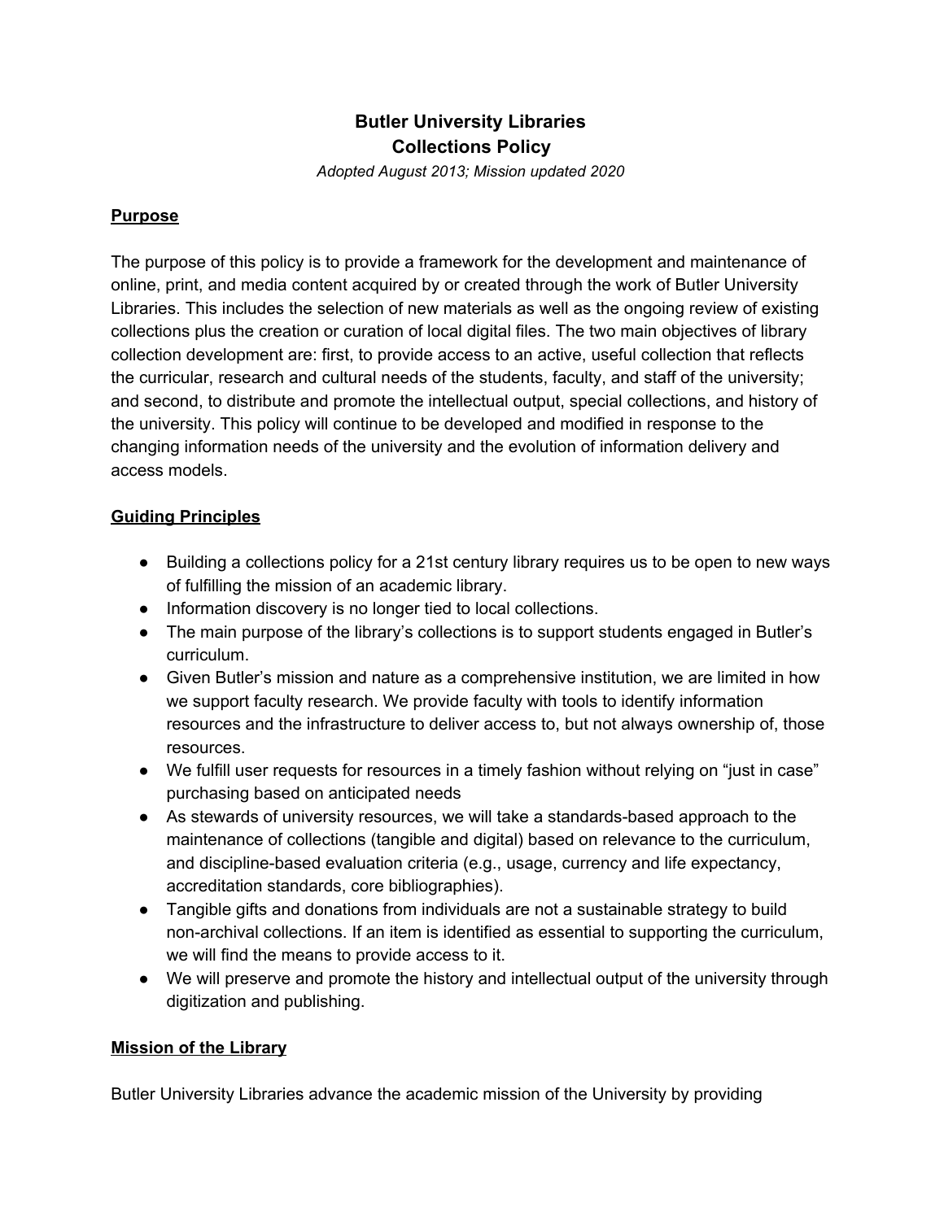# Butler University Libraries
# Collections Policy

*Adopted August 2013; Mission updated 2020*

## Purpose

The purpose of this policy is to provide a framework for the development and maintenance of online, print, and media content acquired by or created through the work of Butler University Libraries. This includes the selection of new materials as well as the ongoing review of existing collections plus the creation or curation of local digital files. The two main objectives of library collection development are: first, to provide access to an active, useful collection that reflects the curricular, research and cultural needs of the students, faculty, and staff of the university; and second, to distribute and promote the intellectual output, special collections, and history of the university. This policy will continue to be developed and modified in response to the changing information needs of the university and the evolution of information delivery and access models.

## Guiding Principles

- Building a collections policy for a 21st century library requires us to be open to new ways of fulfilling the mission of an academic library.
- Information discovery is no longer tied to local collections.
- The main purpose of the library's collections is to support students engaged in Butler's curriculum.
- Given Butler's mission and nature as a comprehensive institution, we are limited in how we support faculty research. We provide faculty with tools to identify information resources and the infrastructure to deliver access to, but not always ownership of, those resources.
- We fulfill user requests for resources in a timely fashion without relying on "just in case" purchasing based on anticipated needs
- As stewards of university resources, we will take a standards-based approach to the maintenance of collections (tangible and digital) based on relevance to the curriculum, and discipline-based evaluation criteria (e.g., usage, currency and life expectancy, accreditation standards, core bibliographies).
- Tangible gifts and donations from individuals are not a sustainable strategy to build non-archival collections. If an item is identified as essential to supporting the curriculum, we will find the means to provide access to it.
- We will preserve and promote the history and intellectual output of the university through digitization and publishing.

## Mission of the Library

Butler University Libraries advance the academic mission of the University by providing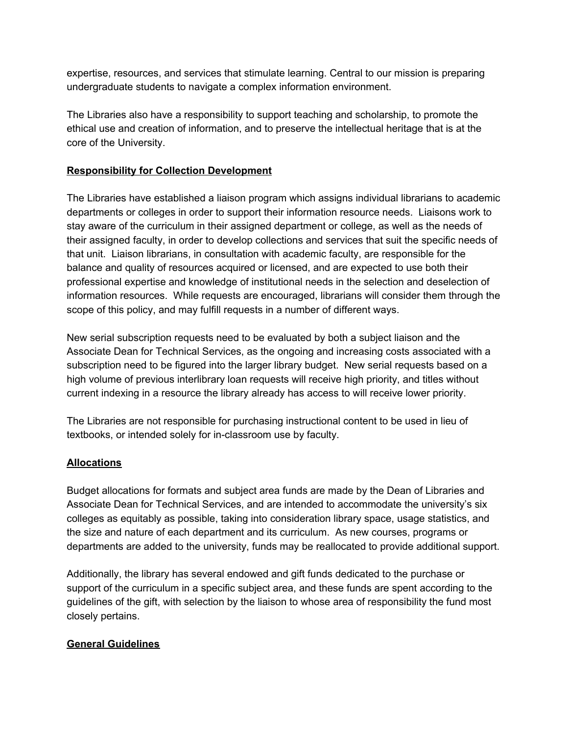expertise, resources, and services that stimulate learning. Central to our mission is preparing undergraduate students to navigate a complex information environment.

The Libraries also have a responsibility to support teaching and scholarship, to promote the ethical use and creation of information, and to preserve the intellectual heritage that is at the core of the University.

## Responsibility for Collection Development

The Libraries have established a liaison program which assigns individual librarians to academic departments or colleges in order to support their information resource needs. Liaisons work to stay aware of the curriculum in their assigned department or college, as well as the needs of their assigned faculty, in order to develop collections and services that suit the specific needs of that unit. Liaison librarians, in consultation with academic faculty, are responsible for the balance and quality of resources acquired or licensed, and are expected to use both their professional expertise and knowledge of institutional needs in the selection and deselection of information resources. While requests are encouraged, librarians will consider them through the scope of this policy, and may fulfill requests in a number of different ways.

New serial subscription requests need to be evaluated by both a subject liaison and the Associate Dean for Technical Services, as the ongoing and increasing costs associated with a subscription need to be figured into the larger library budget. New serial requests based on a high volume of previous interlibrary loan requests will receive high priority, and titles without current indexing in a resource the library already has access to will receive lower priority.

The Libraries are not responsible for purchasing instructional content to be used in lieu of textbooks, or intended solely for in-classroom use by faculty.

## Allocations

Budget allocations for formats and subject area funds are made by the Dean of Libraries and Associate Dean for Technical Services, and are intended to accommodate the university's six colleges as equitably as possible, taking into consideration library space, usage statistics, and the size and nature of each department and its curriculum. As new courses, programs or departments are added to the university, funds may be reallocated to provide additional support.

Additionally, the library has several endowed and gift funds dedicated to the purchase or support of the curriculum in a specific subject area, and these funds are spent according to the guidelines of the gift, with selection by the liaison to whose area of responsibility the fund most closely pertains.

## General Guidelines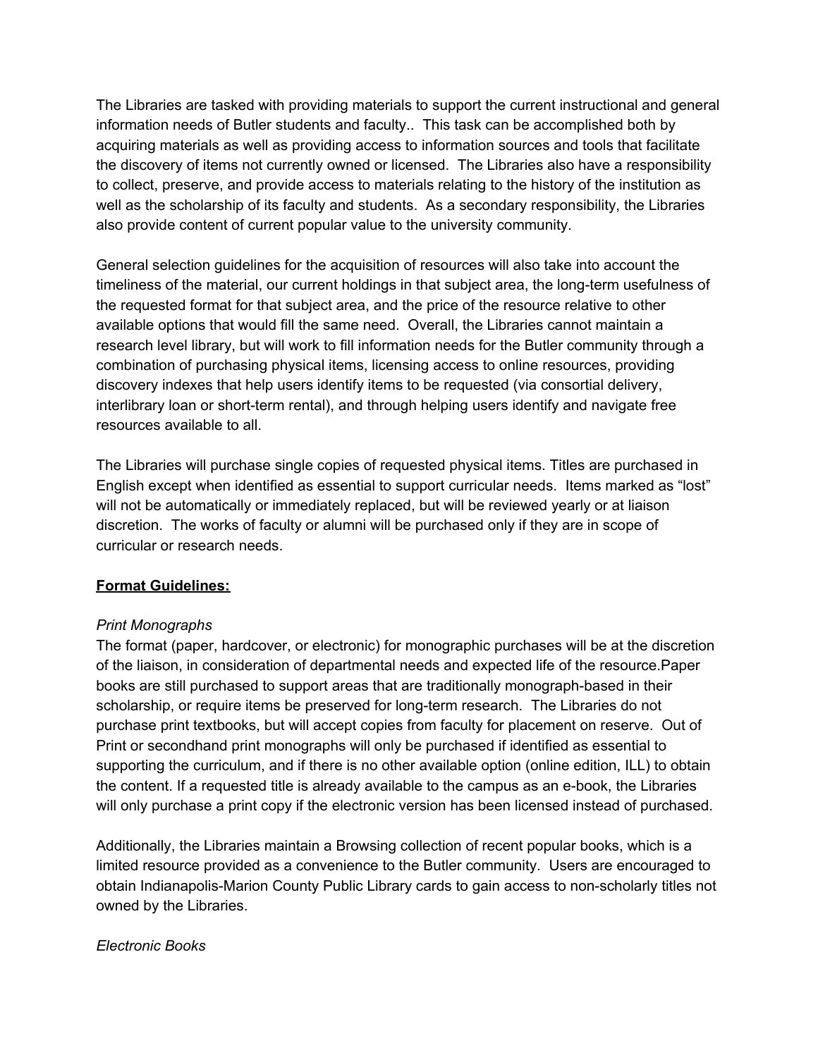The Libraries are tasked with providing materials to support the current instructional and general information needs of Butler students and faculty.. This task can be accomplished both by acquiring materials as well as providing access to information sources and tools that facilitate the discovery of items not currently owned or licensed. The Libraries also have a responsibility to collect, preserve, and provide access to materials relating to the history of the institution as well as the scholarship of its faculty and students. As a secondary responsibility, the Libraries also provide content of current popular value to the university community.

General selection guidelines for the acquisition of resources will also take into account the timeliness of the material, our current holdings in that subject area, the long-term usefulness of the requested format for that subject area, and the price of the resource relative to other available options that would fill the same need. Overall, the Libraries cannot maintain a research level library, but will work to fill information needs for the Butler community through a combination of purchasing physical items, licensing access to online resources, providing discovery indexes that help users identify items to be requested (via consortial delivery, interlibrary loan or short-term rental), and through helping users identify and navigate free resources available to all.

The Libraries will purchase single copies of requested physical items. Titles are purchased in English except when identified as essential to support curricular needs. Items marked as "lost" will not be automatically or immediately replaced, but will be reviewed yearly or at liaison discretion. The works of faculty or alumni will be purchased only if they are in scope of curricular or research needs.

**Format Guidelines:**

*Print Monographs*

The format (paper, hardcover, or electronic) for monographic purchases will be at the discretion of the liaison, in consideration of departmental needs and expected life of the resource.Paper books are still purchased to support areas that are traditionally monograph-based in their scholarship, or require items be preserved for long-term research. The Libraries do not purchase print textbooks, but will accept copies from faculty for placement on reserve. Out of Print or secondhand print monographs will only be purchased if identified as essential to supporting the curriculum, and if there is no other available option (online edition, ILL) to obtain the content. If a requested title is already available to the campus as an e-book, the Libraries will only purchase a print copy if the electronic version has been licensed instead of purchased.

Additionally, the Libraries maintain a Browsing collection of recent popular books, which is a limited resource provided as a convenience to the Butler community. Users are encouraged to obtain Indianapolis-Marion County Public Library cards to gain access to non-scholarly titles not owned by the Libraries.

*Electronic Books*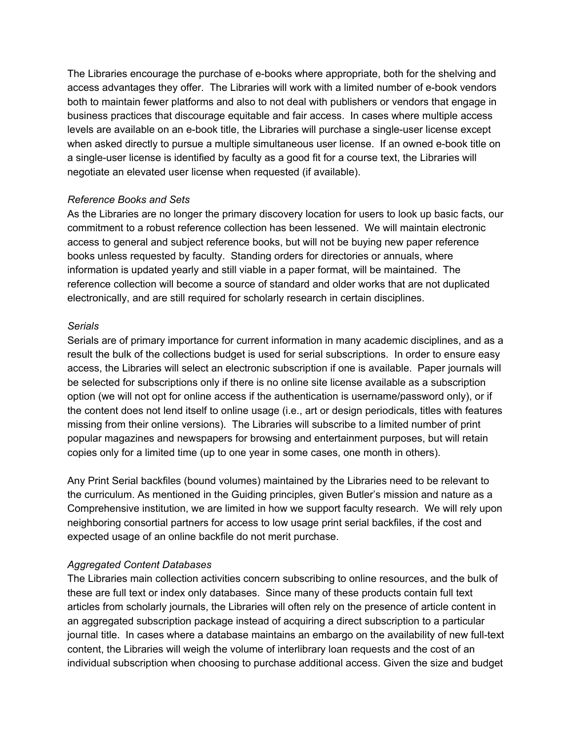The Libraries encourage the purchase of e-books where appropriate, both for the shelving and access advantages they offer. The Libraries will work with a limited number of e-book vendors both to maintain fewer platforms and also to not deal with publishers or vendors that engage in business practices that discourage equitable and fair access. In cases where multiple access levels are available on an e-book title, the Libraries will purchase a single-user license except when asked directly to pursue a multiple simultaneous user license. If an owned e-book title on a single-user license is identified by faculty as a good fit for a course text, the Libraries will negotiate an elevated user license when requested (if available).

*Reference Books and Sets*

As the Libraries are no longer the primary discovery location for users to look up basic facts, our commitment to a robust reference collection has been lessened. We will maintain electronic access to general and subject reference books, but will not be buying new paper reference books unless requested by faculty. Standing orders for directories or annuals, where information is updated yearly and still viable in a paper format, will be maintained. The reference collection will become a source of standard and older works that are not duplicated electronically, and are still required for scholarly research in certain disciplines.

*Serials*

Serials are of primary importance for current information in many academic disciplines, and as a result the bulk of the collections budget is used for serial subscriptions. In order to ensure easy access, the Libraries will select an electronic subscription if one is available. Paper journals will be selected for subscriptions only if there is no online site license available as a subscription option (we will not opt for online access if the authentication is username/password only), or if the content does not lend itself to online usage (i.e., art or design periodicals, titles with features missing from their online versions). The Libraries will subscribe to a limited number of print popular magazines and newspapers for browsing and entertainment purposes, but will retain copies only for a limited time (up to one year in some cases, one month in others).

Any Print Serial backfiles (bound volumes) maintained by the Libraries need to be relevant to the curriculum. As mentioned in the Guiding principles, given Butler's mission and nature as a Comprehensive institution, we are limited in how we support faculty research. We will rely upon neighboring consortial partners for access to low usage print serial backfiles, if the cost and expected usage of an online backfile do not merit purchase.

*Aggregated Content Databases*

The Libraries main collection activities concern subscribing to online resources, and the bulk of these are full text or index only databases. Since many of these products contain full text articles from scholarly journals, the Libraries will often rely on the presence of article content in an aggregated subscription package instead of acquiring a direct subscription to a particular journal title. In cases where a database maintains an embargo on the availability of new full-text content, the Libraries will weigh the volume of interlibrary loan requests and the cost of an individual subscription when choosing to purchase additional access. Given the size and budget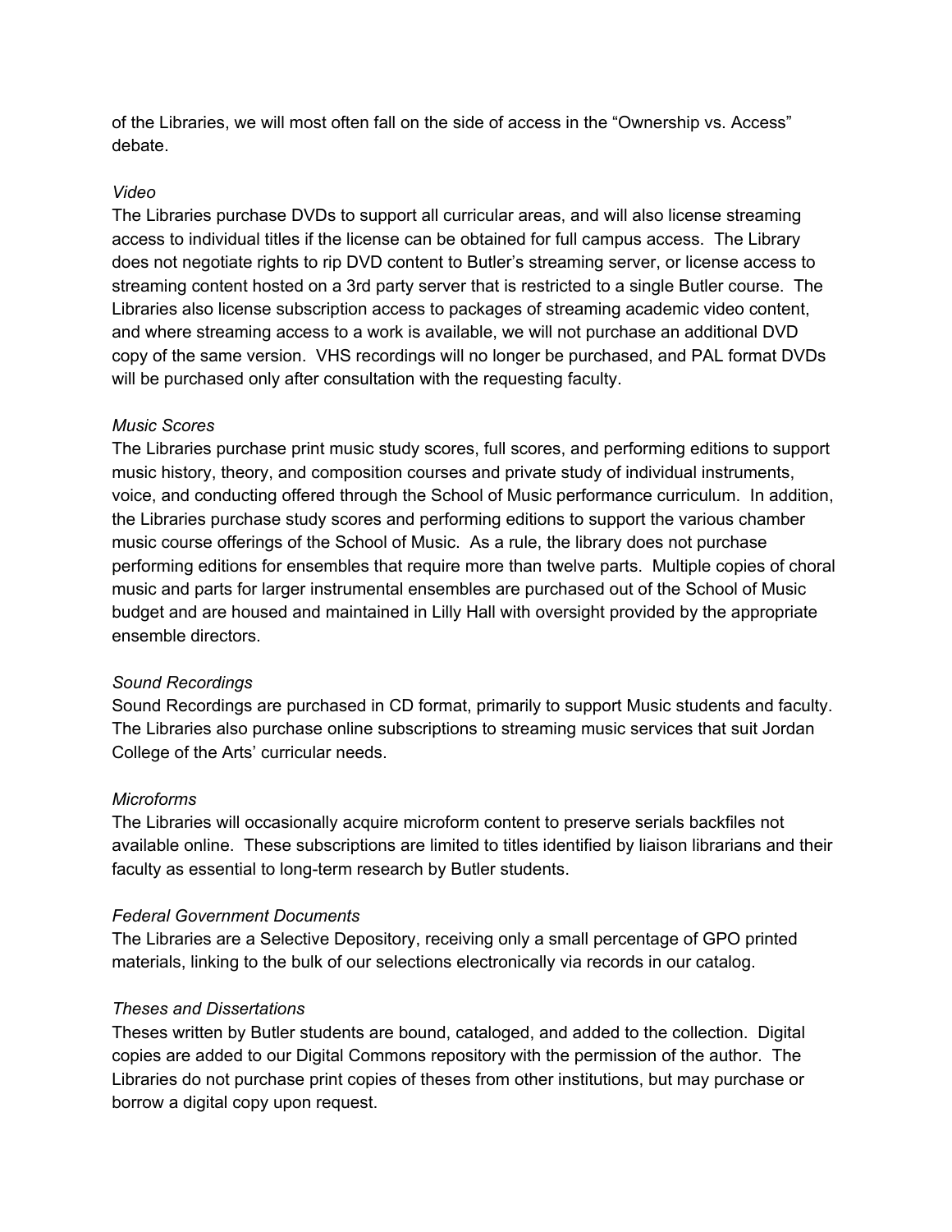of the Libraries, we will most often fall on the side of access in the "Ownership vs. Access" debate.

*Video*

The Libraries purchase DVDs to support all curricular areas, and will also license streaming access to individual titles if the license can be obtained for full campus access. The Library does not negotiate rights to rip DVD content to Butler's streaming server, or license access to streaming content hosted on a 3rd party server that is restricted to a single Butler course. The Libraries also license subscription access to packages of streaming academic video content, and where streaming access to a work is available, we will not purchase an additional DVD copy of the same version. VHS recordings will no longer be purchased, and PAL format DVDs will be purchased only after consultation with the requesting faculty.

*Music Scores*

The Libraries purchase print music study scores, full scores, and performing editions to support music history, theory, and composition courses and private study of individual instruments, voice, and conducting offered through the School of Music performance curriculum. In addition, the Libraries purchase study scores and performing editions to support the various chamber music course offerings of the School of Music. As a rule, the library does not purchase performing editions for ensembles that require more than twelve parts. Multiple copies of choral music and parts for larger instrumental ensembles are purchased out of the School of Music budget and are housed and maintained in Lilly Hall with oversight provided by the appropriate ensemble directors.

*Sound Recordings*

Sound Recordings are purchased in CD format, primarily to support Music students and faculty. The Libraries also purchase online subscriptions to streaming music services that suit Jordan College of the Arts' curricular needs.

*Microforms*

The Libraries will occasionally acquire microform content to preserve serials backfiles not available online. These subscriptions are limited to titles identified by liaison librarians and their faculty as essential to long-term research by Butler students.

*Federal Government Documents*

The Libraries are a Selective Depository, receiving only a small percentage of GPO printed materials, linking to the bulk of our selections electronically via records in our catalog.

*Theses and Dissertations*

Theses written by Butler students are bound, cataloged, and added to the collection. Digital copies are added to our Digital Commons repository with the permission of the author. The Libraries do not purchase print copies of theses from other institutions, but may purchase or borrow a digital copy upon request.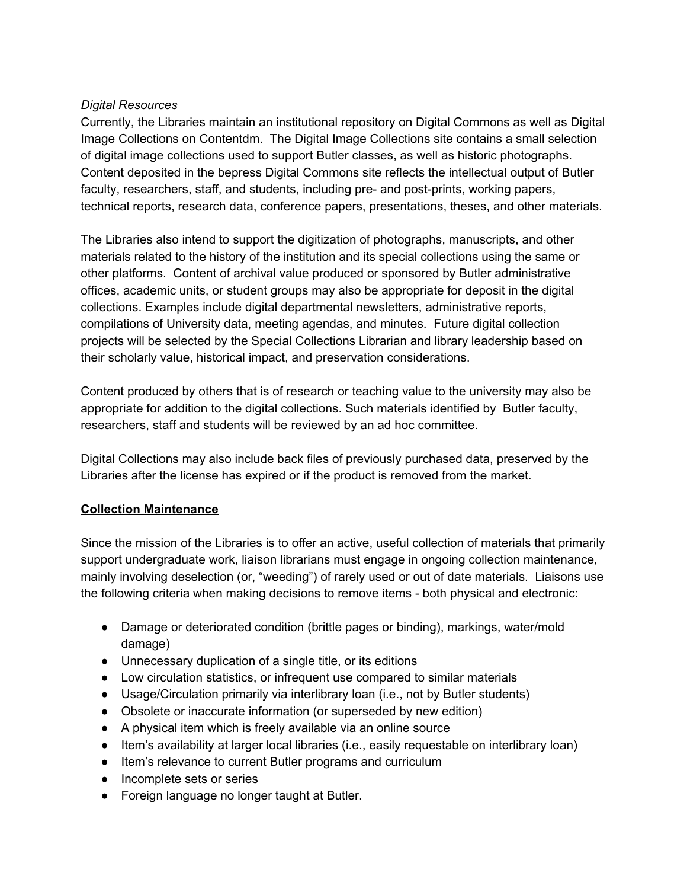*Digital Resources*

Currently, the Libraries maintain an institutional repository on Digital Commons as well as Digital Image Collections on Contentdm. The Digital Image Collections site contains a small selection of digital image collections used to support Butler classes, as well as historic photographs. Content deposited in the bepress Digital Commons site reflects the intellectual output of Butler faculty, researchers, staff, and students, including pre- and post-prints, working papers, technical reports, research data, conference papers, presentations, theses, and other materials.

The Libraries also intend to support the digitization of photographs, manuscripts, and other materials related to the history of the institution and its special collections using the same or other platforms. Content of archival value produced or sponsored by Butler administrative offices, academic units, or student groups may also be appropriate for deposit in the digital collections. Examples include digital departmental newsletters, administrative reports, compilations of University data, meeting agendas, and minutes. Future digital collection projects will be selected by the Special Collections Librarian and library leadership based on their scholarly value, historical impact, and preservation considerations.

Content produced by others that is of research or teaching value to the university may also be appropriate for addition to the digital collections. Such materials identified by Butler faculty, researchers, staff and students will be reviewed by an ad hoc committee.

Digital Collections may also include back files of previously purchased data, preserved by the Libraries after the license has expired or if the product is removed from the market.

## Collection Maintenance

Since the mission of the Libraries is to offer an active, useful collection of materials that primarily support undergraduate work, liaison librarians must engage in ongoing collection maintenance, mainly involving deselection (or, "weeding") of rarely used or out of date materials. Liaisons use the following criteria when making decisions to remove items - both physical and electronic:

- Damage or deteriorated condition (brittle pages or binding), markings, water/mold damage)
- Unnecessary duplication of a single title, or its editions
- Low circulation statistics, or infrequent use compared to similar materials
- Usage/Circulation primarily via interlibrary loan (i.e., not by Butler students)
- Obsolete or inaccurate information (or superseded by new edition)
- A physical item which is freely available via an online source
- Item's availability at larger local libraries (i.e., easily requestable on interlibrary loan)
- Item's relevance to current Butler programs and curriculum
- Incomplete sets or series
- Foreign language no longer taught at Butler.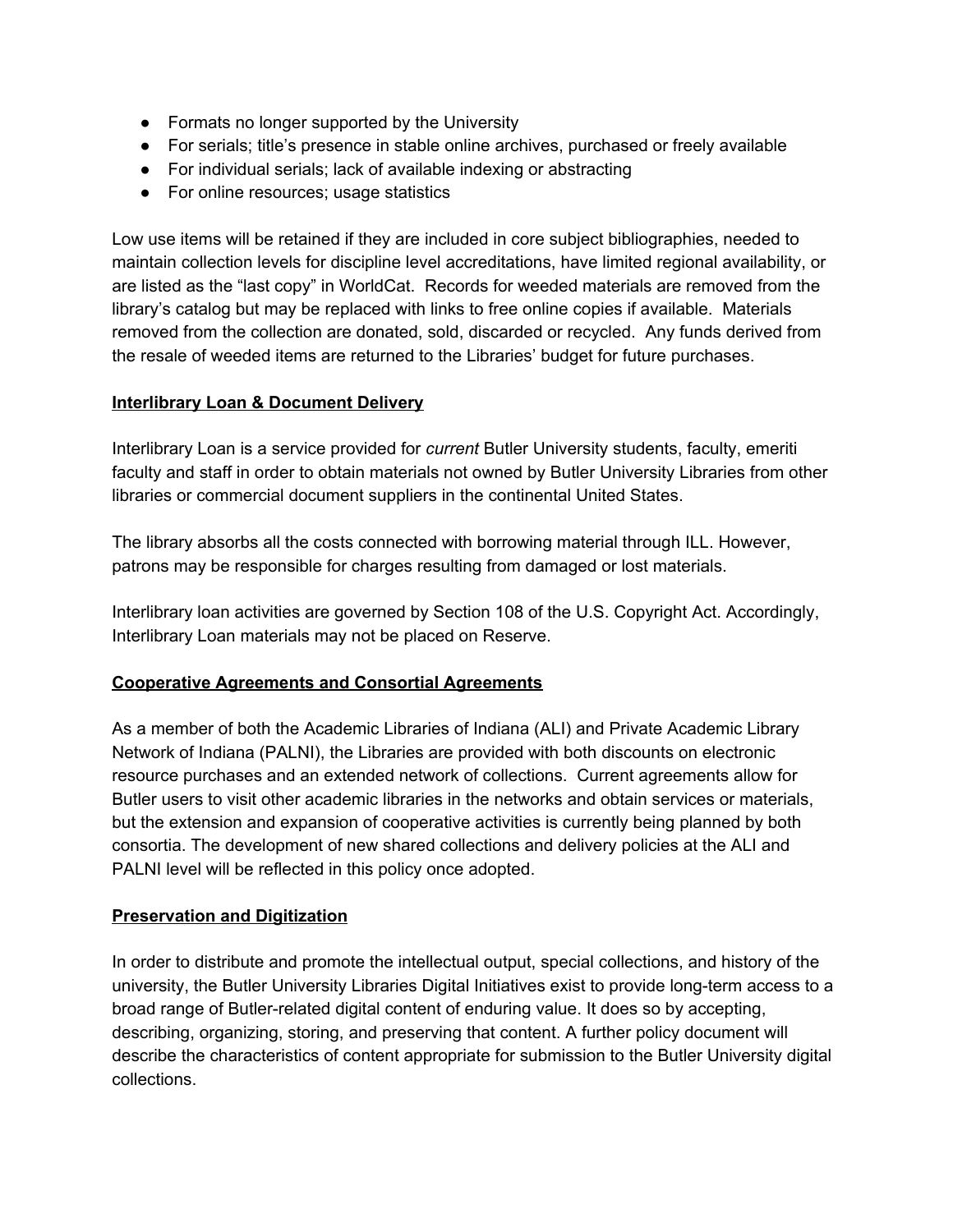- Formats no longer supported by the University
- For serials; title's presence in stable online archives, purchased or freely available
- For individual serials; lack of available indexing or abstracting
- For online resources; usage statistics

Low use items will be retained if they are included in core subject bibliographies, needed to maintain collection levels for discipline level accreditations, have limited regional availability, or are listed as the "last copy" in WorldCat. Records for weeded materials are removed from the library's catalog but may be replaced with links to free online copies if available. Materials removed from the collection are donated, sold, discarded or recycled. Any funds derived from the resale of weeded items are returned to the Libraries' budget for future purchases.

**Interlibrary Loan & Document Delivery**

Interlibrary Loan is a service provided for *current* Butler University students, faculty, emeriti faculty and staff in order to obtain materials not owned by Butler University Libraries from other libraries or commercial document suppliers in the continental United States.

The library absorbs all the costs connected with borrowing material through ILL. However, patrons may be responsible for charges resulting from damaged or lost materials.

Interlibrary loan activities are governed by Section 108 of the U.S. Copyright Act. Accordingly, Interlibrary Loan materials may not be placed on Reserve.

**Cooperative Agreements and Consortial Agreements**

As a member of both the Academic Libraries of Indiana (ALI) and Private Academic Library Network of Indiana (PALNI), the Libraries are provided with both discounts on electronic resource purchases and an extended network of collections. Current agreements allow for Butler users to visit other academic libraries in the networks and obtain services or materials, but the extension and expansion of cooperative activities is currently being planned by both consortia. The development of new shared collections and delivery policies at the ALI and PALNI level will be reflected in this policy once adopted.

**Preservation and Digitization**

In order to distribute and promote the intellectual output, special collections, and history of the university, the Butler University Libraries Digital Initiatives exist to provide long-term access to a broad range of Butler-related digital content of enduring value. It does so by accepting, describing, organizing, storing, and preserving that content. A further policy document will describe the characteristics of content appropriate for submission to the Butler University digital collections.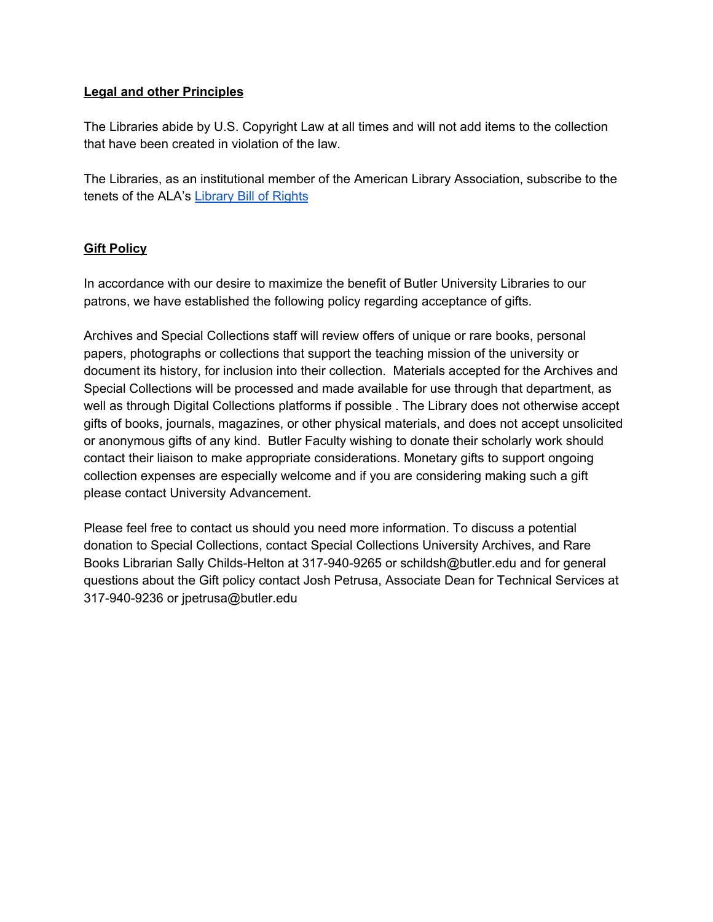**Legal and other Principles**

The Libraries abide by U.S. Copyright Law at all times and will not add items to the collection that have been created in violation of the law.

The Libraries, as an institutional member of the American Library Association, subscribe to the tenets of the ALA's Library Bill of Rights

**Gift Policy**

In accordance with our desire to maximize the benefit of Butler University Libraries to our patrons, we have established the following policy regarding acceptance of gifts.

Archives and Special Collections staff will review offers of unique or rare books, personal papers, photographs or collections that support the teaching mission of the university or document its history, for inclusion into their collection. Materials accepted for the Archives and Special Collections will be processed and made available for use through that department, as well as through Digital Collections platforms if possible . The Library does not otherwise accept gifts of books, journals, magazines, or other physical materials, and does not accept unsolicited or anonymous gifts of any kind. Butler Faculty wishing to donate their scholarly work should contact their liaison to make appropriate considerations. Monetary gifts to support ongoing collection expenses are especially welcome and if you are considering making such a gift please contact University Advancement.

Please feel free to contact us should you need more information. To discuss a potential donation to Special Collections, contact Special Collections University Archives, and Rare Books Librarian Sally Childs-Helton at 317-940-9265 or schildsh@butler.edu and for general questions about the Gift policy contact Josh Petrusa, Associate Dean for Technical Services at 317-940-9236 or jpetrusa@butler.edu